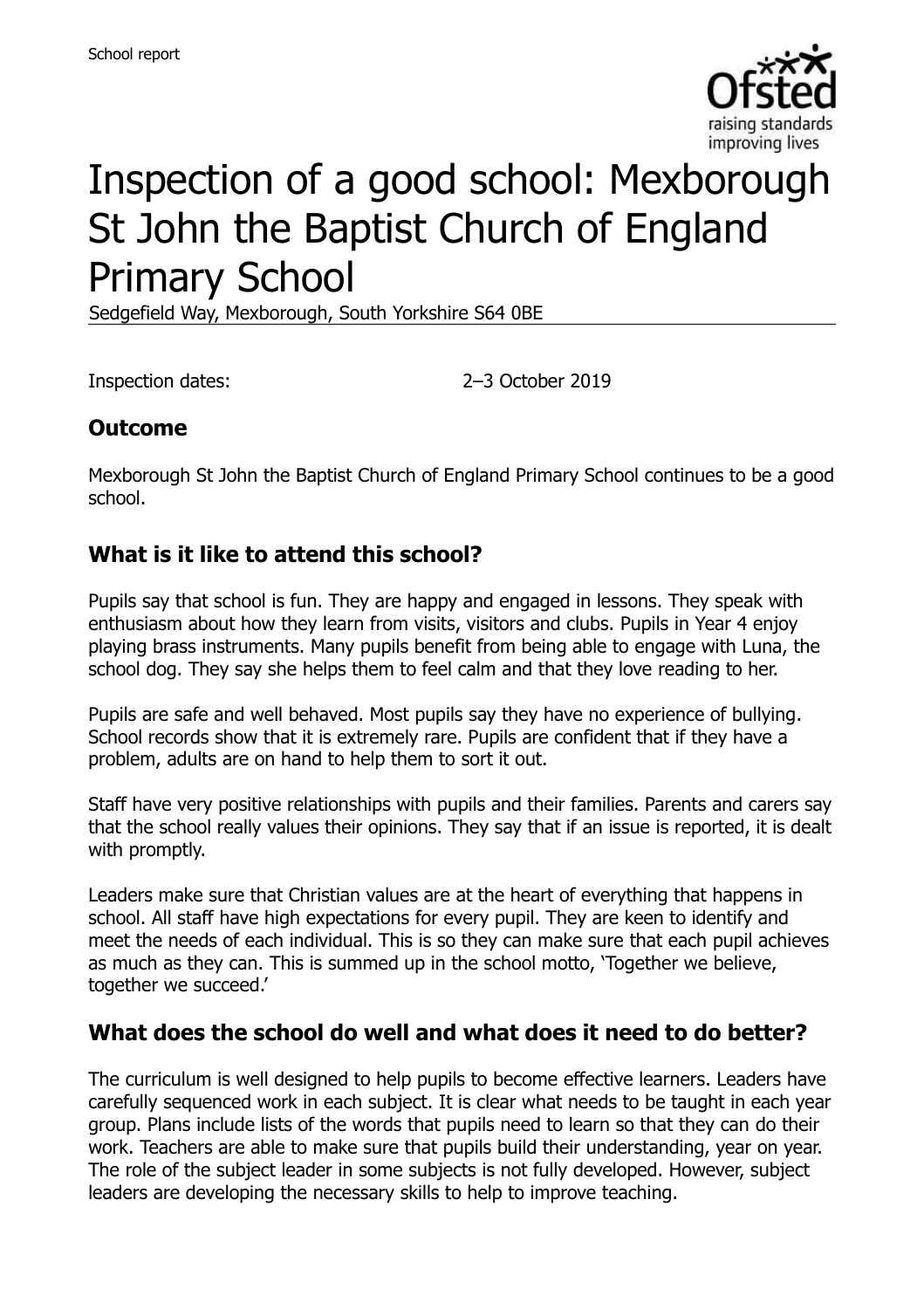School report

# Inspection of a good school: Mexborough St John the Baptist Church of England Primary School

Sedgefield Way, Mexborough, South Yorkshire S64 0BE

Inspection dates: 2–3 October 2019

## Outcome

Mexborough St John the Baptist Church of England Primary School continues to be a good school.

## What is it like to attend this school?

Pupils say that school is fun. They are happy and engaged in lessons. They speak with enthusiasm about how they learn from visits, visitors and clubs. Pupils in Year 4 enjoy playing brass instruments. Many pupils benefit from being able to engage with Luna, the school dog. They say she helps them to feel calm and that they love reading to her.

Pupils are safe and well behaved. Most pupils say they have no experience of bullying. School records show that it is extremely rare. Pupils are confident that if they have a problem, adults are on hand to help them to sort it out.

Staff have very positive relationships with pupils and their families. Parents and carers say that the school really values their opinions. They say that if an issue is reported, it is dealt with promptly.

Leaders make sure that Christian values are at the heart of everything that happens in school. All staff have high expectations for every pupil. They are keen to identify and meet the needs of each individual. This is so they can make sure that each pupil achieves as much as they can. This is summed up in the school motto, 'Together we believe, together we succeed.'

## What does the school do well and what does it need to do better?

The curriculum is well designed to help pupils to become effective learners. Leaders have carefully sequenced work in each subject. It is clear what needs to be taught in each year group. Plans include lists of the words that pupils need to learn so that they can do their work. Teachers are able to make sure that pupils build their understanding, year on year. The role of the subject leader in some subjects is not fully developed. However, subject leaders are developing the necessary skills to help to improve teaching.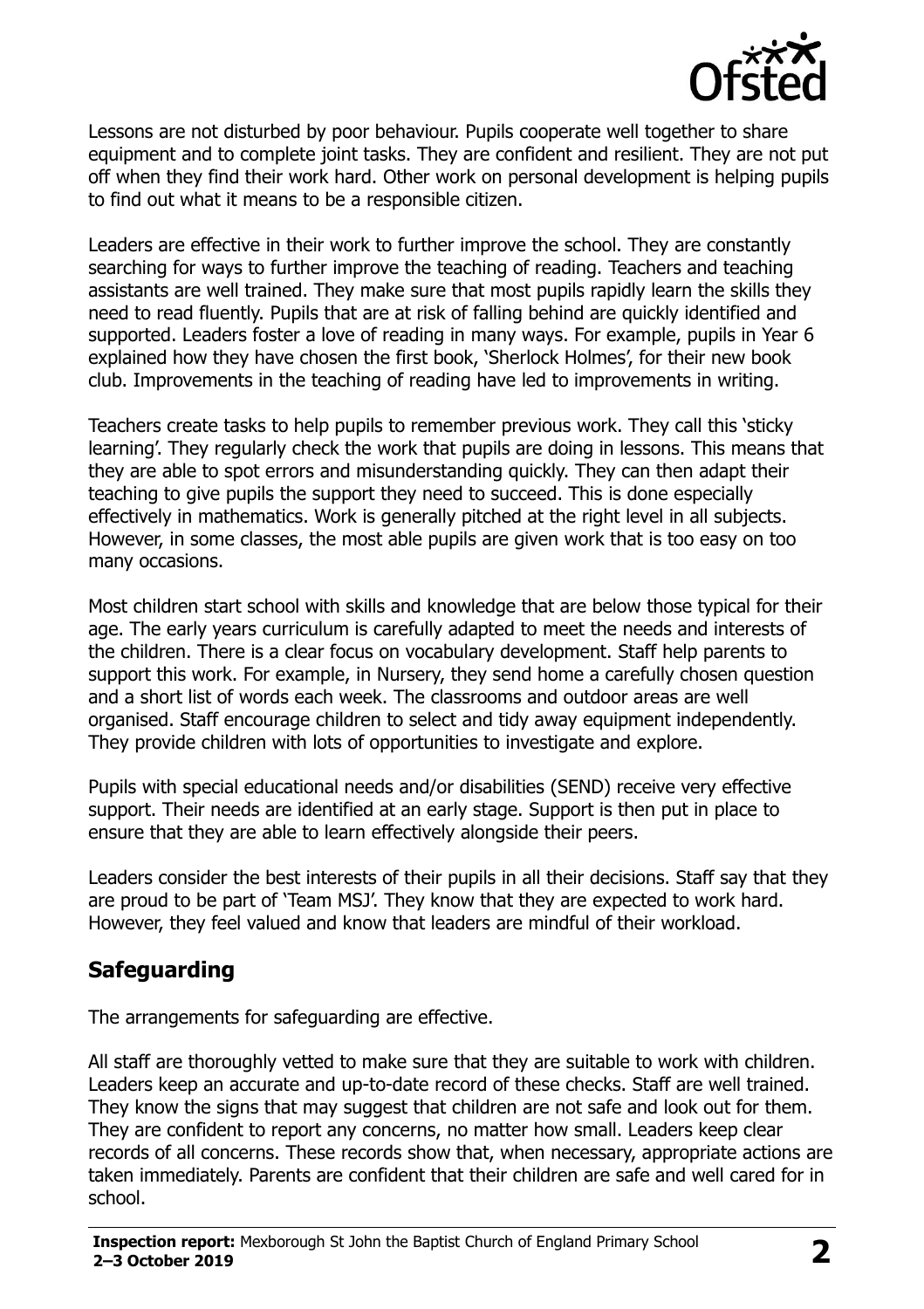Lessons are not disturbed by poor behaviour. Pupils cooperate well together to share equipment and to complete joint tasks. They are confident and resilient. They are not put off when they find their work hard. Other work on personal development is helping pupils to find out what it means to be a responsible citizen.

Leaders are effective in their work to further improve the school. They are constantly searching for ways to further improve the teaching of reading. Teachers and teaching assistants are well trained. They make sure that most pupils rapidly learn the skills they need to read fluently. Pupils that are at risk of falling behind are quickly identified and supported. Leaders foster a love of reading in many ways. For example, pupils in Year 6 explained how they have chosen the first book, 'Sherlock Holmes', for their new book club. Improvements in the teaching of reading have led to improvements in writing.

Teachers create tasks to help pupils to remember previous work. They call this 'sticky learning'. They regularly check the work that pupils are doing in lessons. This means that they are able to spot errors and misunderstanding quickly. They can then adapt their teaching to give pupils the support they need to succeed. This is done especially effectively in mathematics. Work is generally pitched at the right level in all subjects. However, in some classes, the most able pupils are given work that is too easy on too many occasions.

Most children start school with skills and knowledge that are below those typical for their age. The early years curriculum is carefully adapted to meet the needs and interests of the children. There is a clear focus on vocabulary development. Staff help parents to support this work. For example, in Nursery, they send home a carefully chosen question and a short list of words each week. The classrooms and outdoor areas are well organised. Staff encourage children to select and tidy away equipment independently. They provide children with lots of opportunities to investigate and explore.

Pupils with special educational needs and/or disabilities (SEND) receive very effective support. Their needs are identified at an early stage. Support is then put in place to ensure that they are able to learn effectively alongside their peers.

Leaders consider the best interests of their pupils in all their decisions. Staff say that they are proud to be part of 'Team MSJ'. They know that they are expected to work hard. However, they feel valued and know that leaders are mindful of their workload.

## Safeguarding

The arrangements for safeguarding are effective.

All staff are thoroughly vetted to make sure that they are suitable to work with children. Leaders keep an accurate and up-to-date record of these checks. Staff are well trained. They know the signs that may suggest that children are not safe and look out for them. They are confident to report any concerns, no matter how small. Leaders keep clear records of all concerns. These records show that, when necessary, appropriate actions are taken immediately. Parents are confident that their children are safe and well cared for in school.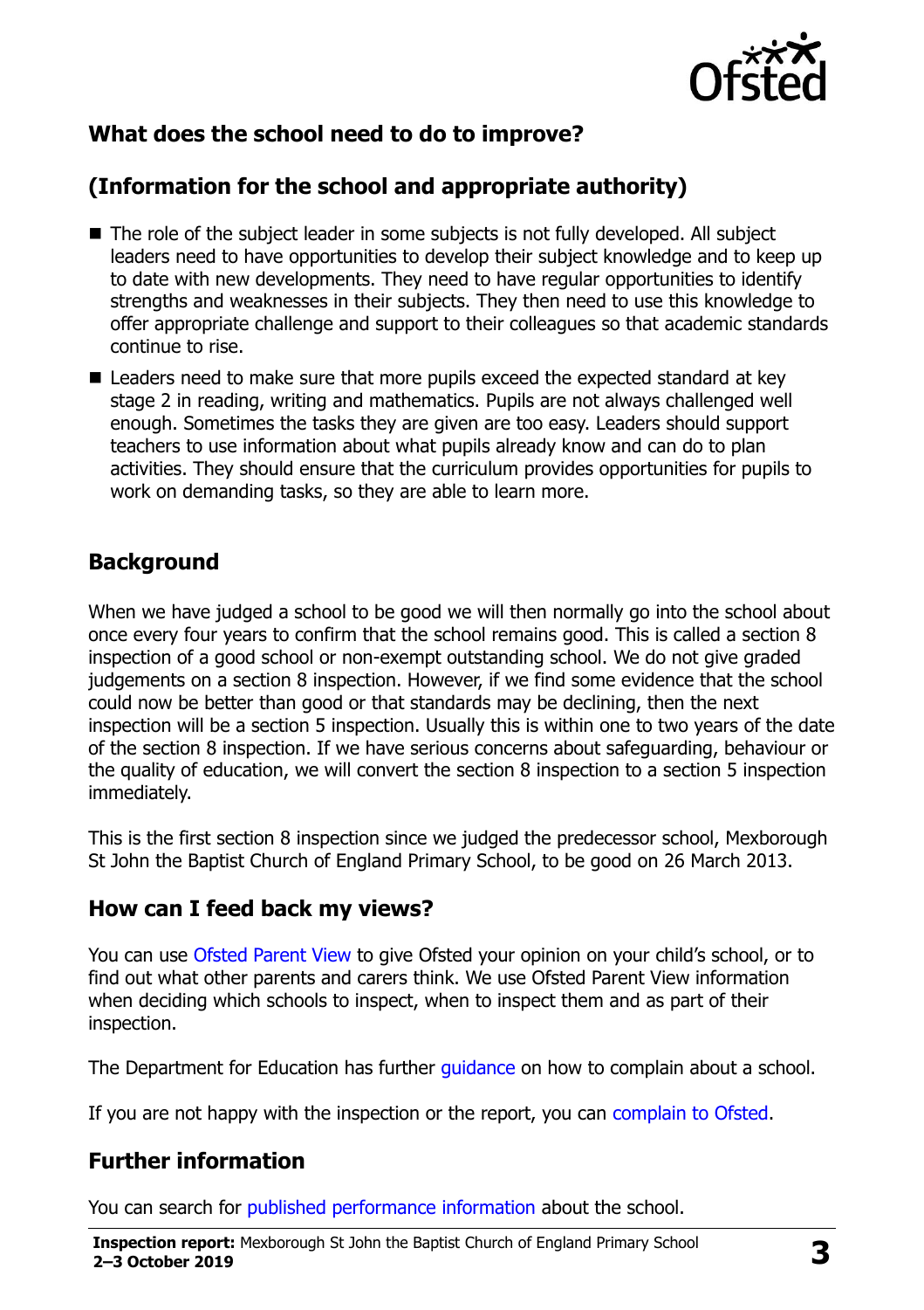## What does the school need to do to improve?

## (Information for the school and appropriate authority)

- The role of the subject leader in some subjects is not fully developed. All subject leaders need to have opportunities to develop their subject knowledge and to keep up to date with new developments. They need to have regular opportunities to identify strengths and weaknesses in their subjects. They then need to use this knowledge to offer appropriate challenge and support to their colleagues so that academic standards continue to rise.
- Leaders need to make sure that more pupils exceed the expected standard at key stage 2 in reading, writing and mathematics. Pupils are not always challenged well enough. Sometimes the tasks they are given are too easy. Leaders should support teachers to use information about what pupils already know and can do to plan activities. They should ensure that the curriculum provides opportunities for pupils to work on demanding tasks, so they are able to learn more.

## Background

When we have judged a school to be good we will then normally go into the school about once every four years to confirm that the school remains good. This is called a section 8 inspection of a good school or non-exempt outstanding school. We do not give graded judgements on a section 8 inspection. However, if we find some evidence that the school could now be better than good or that standards may be declining, then the next inspection will be a section 5 inspection. Usually this is within one to two years of the date of the section 8 inspection. If we have serious concerns about safeguarding, behaviour or the quality of education, we will convert the section 8 inspection to a section 5 inspection immediately.

This is the first section 8 inspection since we judged the predecessor school, Mexborough St John the Baptist Church of England Primary School, to be good on 26 March 2013.

## How can I feed back my views?

You can use Ofsted Parent View to give Ofsted your opinion on your child's school, or to find out what other parents and carers think. We use Ofsted Parent View information when deciding which schools to inspect, when to inspect them and as part of their inspection.

The Department for Education has further guidance on how to complain about a school.

If you are not happy with the inspection or the report, you can complain to Ofsted.

## Further information

You can search for published performance information about the school.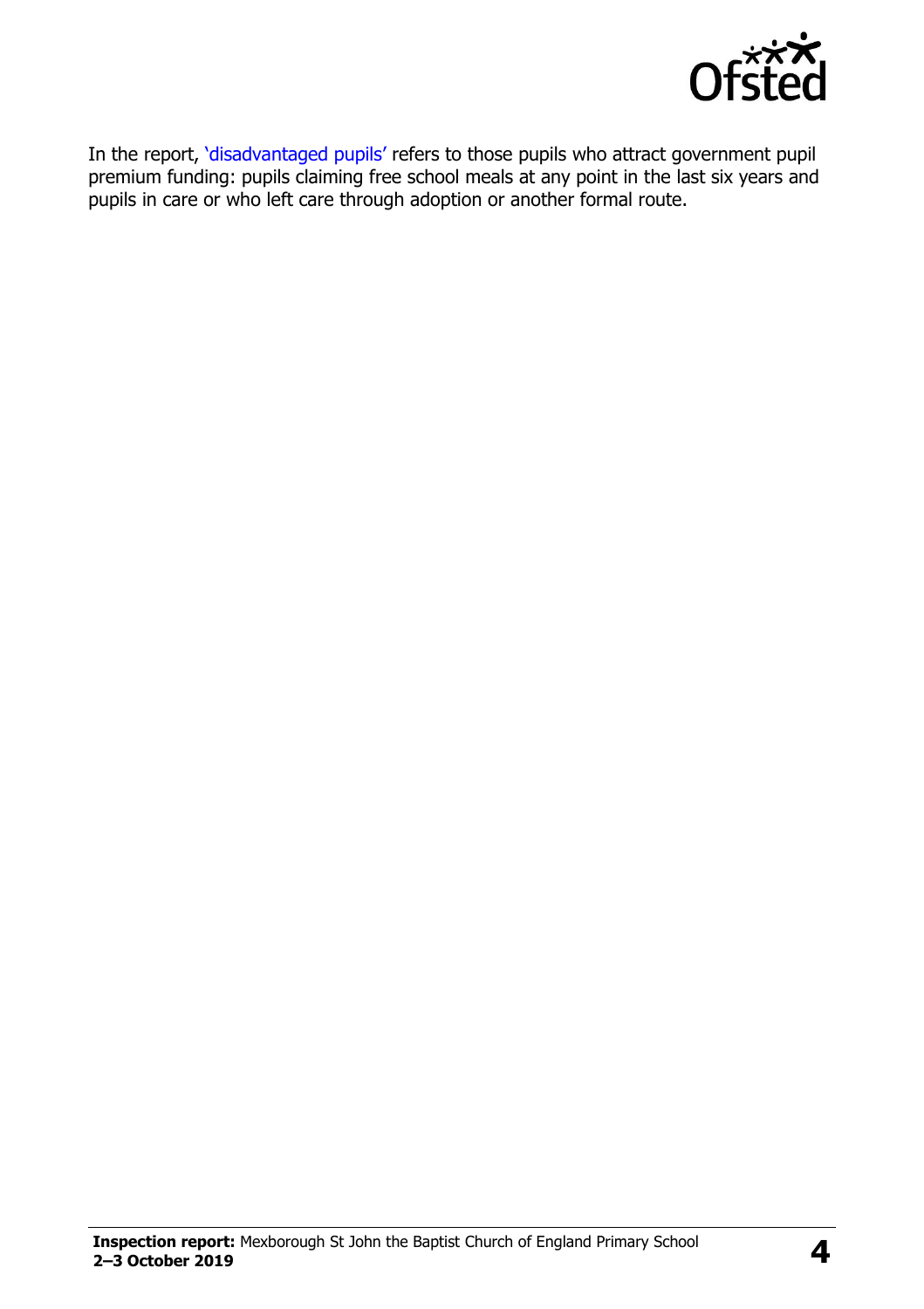In the report, 'disadvantaged pupils' refers to those pupils who attract government pupil premium funding: pupils claiming free school meals at any point in the last six years and pupils in care or who left care through adoption or another formal route.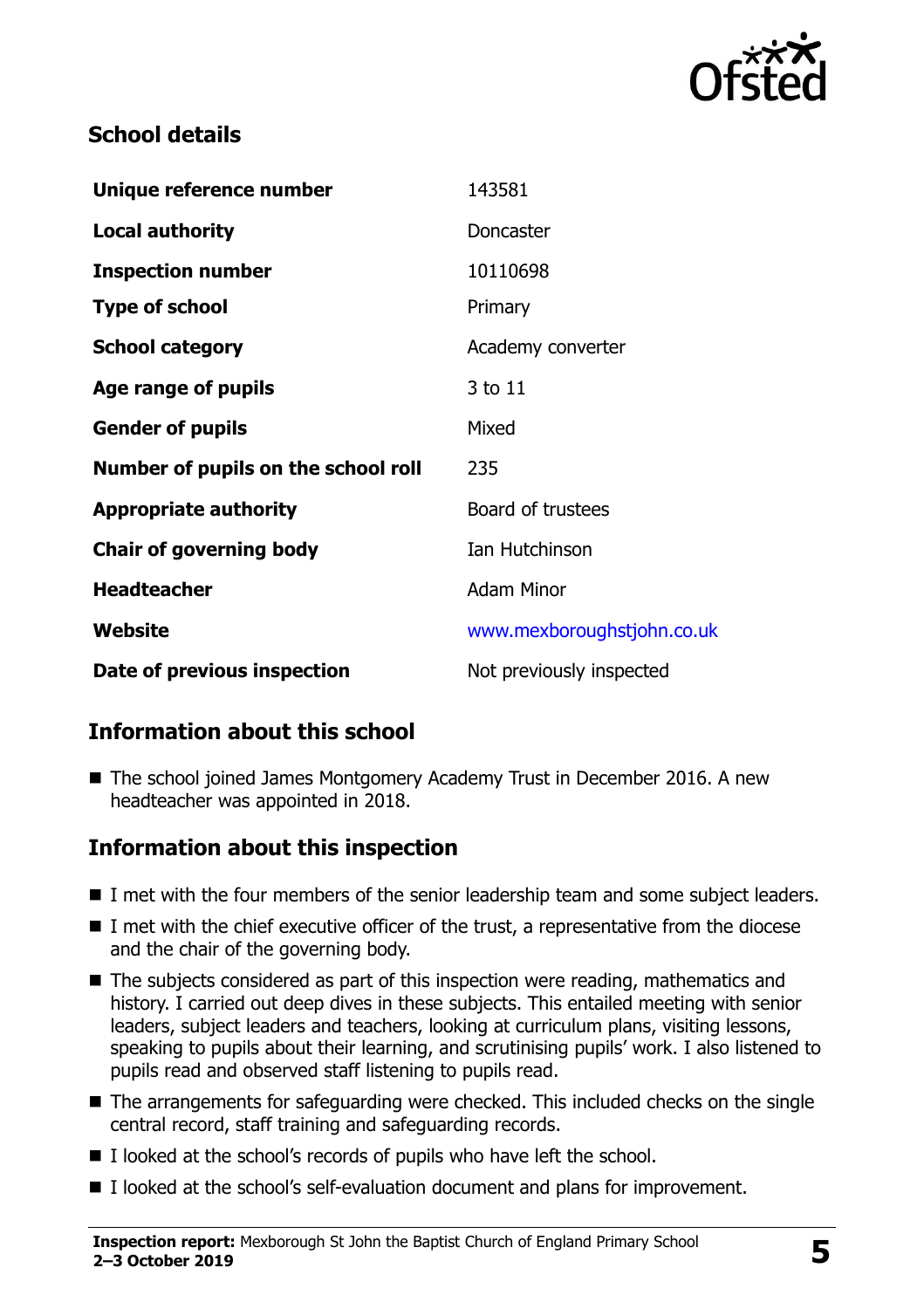## School details

| | |
|---|---|
| **Unique reference number** | 143581 |
| **Local authority** | Doncaster |
| **Inspection number** | 10110698 |
| **Type of school** | Primary |
| **School category** | Academy converter |
| **Age range of pupils** | 3 to 11 |
| **Gender of pupils** | Mixed |
| **Number of pupils on the school roll** | 235 |
| **Appropriate authority** | Board of trustees |
| **Chair of governing body** | Ian Hutchinson |
| **Headteacher** | Adam Minor |
| **Website** | www.mexboroughstjohn.co.uk |
| **Date of previous inspection** | Not previously inspected |

## Information about this school

- The school joined James Montgomery Academy Trust in December 2016. A new headteacher was appointed in 2018.

## Information about this inspection

- I met with the four members of the senior leadership team and some subject leaders.
- I met with the chief executive officer of the trust, a representative from the diocese and the chair of the governing body.
- The subjects considered as part of this inspection were reading, mathematics and history. I carried out deep dives in these subjects. This entailed meeting with senior leaders, subject leaders and teachers, looking at curriculum plans, visiting lessons, speaking to pupils about their learning, and scrutinising pupils' work. I also listened to pupils read and observed staff listening to pupils read.
- The arrangements for safeguarding were checked. This included checks on the single central record, staff training and safeguarding records.
- I looked at the school's records of pupils who have left the school.
- I looked at the school's self-evaluation document and plans for improvement.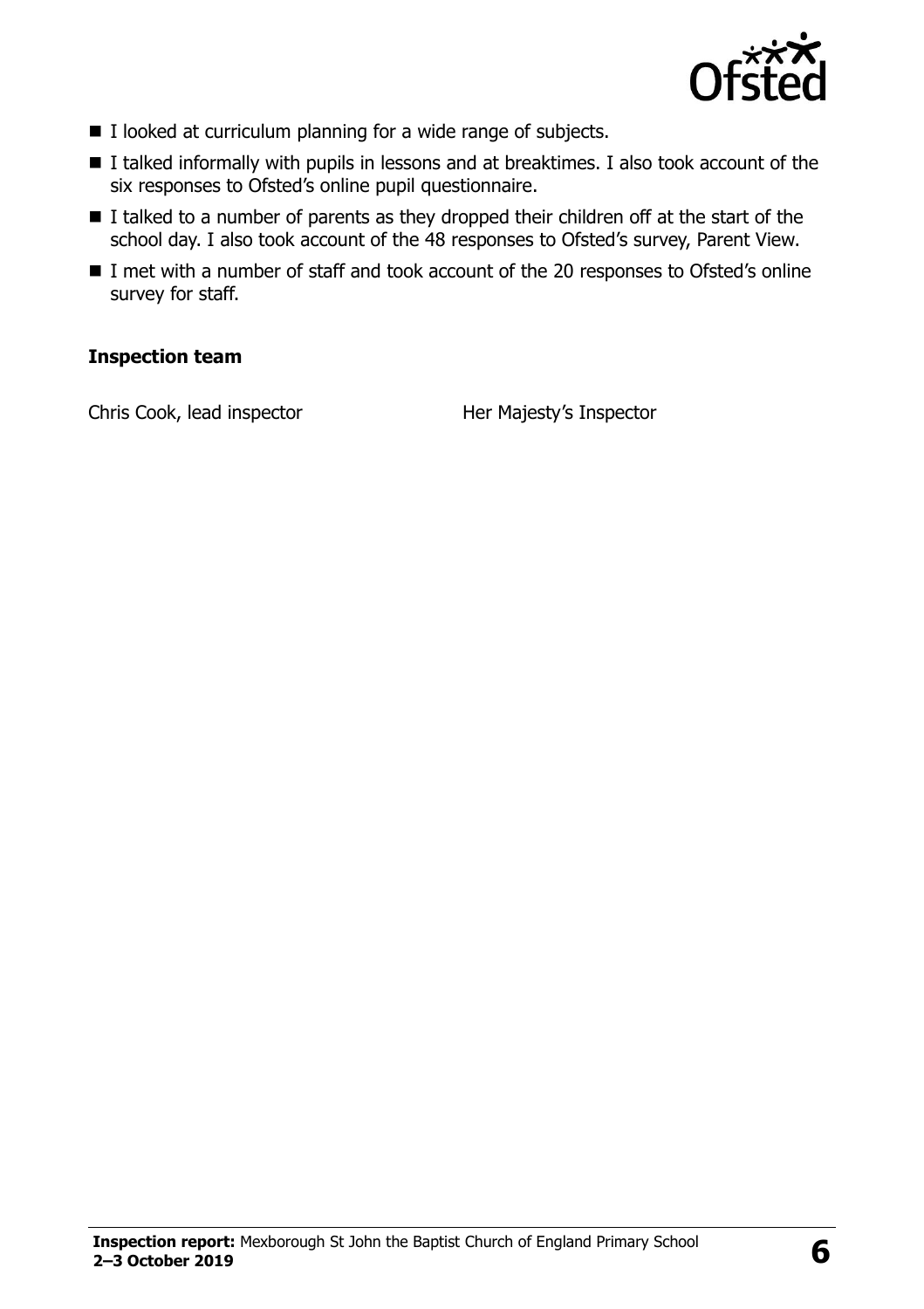- I looked at curriculum planning for a wide range of subjects.
- I talked informally with pupils in lessons and at breaktimes. I also took account of the six responses to Ofsted's online pupil questionnaire.
- I talked to a number of parents as they dropped their children off at the start of the school day. I also took account of the 48 responses to Ofsted's survey, Parent View.
- I met with a number of staff and took account of the 20 responses to Ofsted's online survey for staff.

**Inspection team**

| | |
|---|---|
| Chris Cook, lead inspector | Her Majesty's Inspector |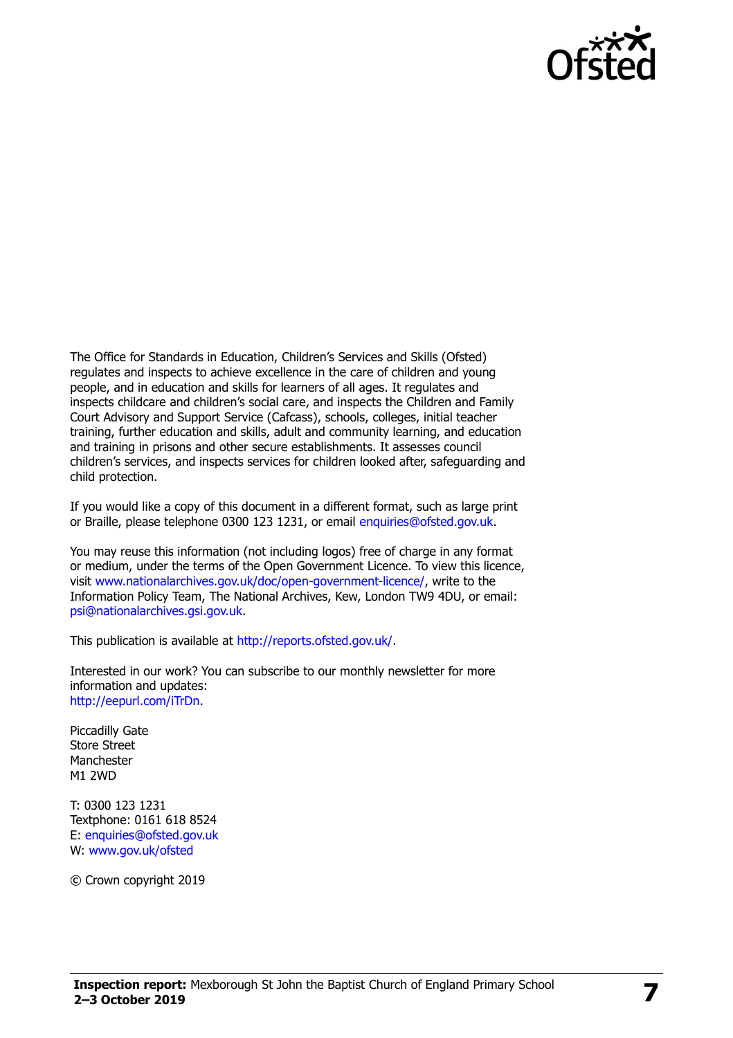The Office for Standards in Education, Children's Services and Skills (Ofsted) regulates and inspects to achieve excellence in the care of children and young people, and in education and skills for learners of all ages. It regulates and inspects childcare and children's social care, and inspects the Children and Family Court Advisory and Support Service (Cafcass), schools, colleges, initial teacher training, further education and skills, adult and community learning, and education and training in prisons and other secure establishments. It assesses council children's services, and inspects services for children looked after, safeguarding and child protection.

If you would like a copy of this document in a different format, such as large print or Braille, please telephone 0300 123 1231, or email enquiries@ofsted.gov.uk.

You may reuse this information (not including logos) free of charge in any format or medium, under the terms of the Open Government Licence. To view this licence, visit www.nationalarchives.gov.uk/doc/open-government-licence/, write to the Information Policy Team, The National Archives, Kew, London TW9 4DU, or email: psi@nationalarchives.gsi.gov.uk.

This publication is available at http://reports.ofsted.gov.uk/.

Interested in our work? You can subscribe to our monthly newsletter for more information and updates:
http://eepurl.com/iTrDn.

Piccadilly Gate
Store Street
Manchester
M1 2WD

T: 0300 123 1231
Textphone: 0161 618 8524
E: enquiries@ofsted.gov.uk
W: www.gov.uk/ofsted

© Crown copyright 2019